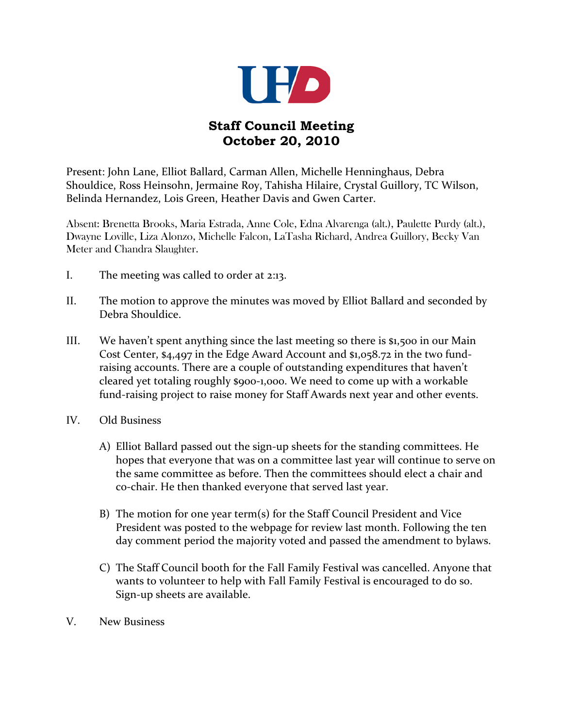# Staff Council Meeting
## October 20, 2010

Present: John Lane, Elliot Ballard, Carman Allen, Michelle Henninghaus, Debra Shouldice, Ross Heinsohn, Jermaine Roy, Tahisha Hilaire, Crystal Guillory, TC Wilson, Belinda Hernandez, Lois Green, Heather Davis and Gwen Carter.

Absent: Brenetta Brooks, Maria Estrada, Anne Cole, Edna Alvarenga (alt.), Paulette Purdy (alt.), Dwayne Loville, Liza Alonzo, Michelle Falcon, LaTasha Richard, Andrea Guillory, Becky Van Meter and Chandra Slaughter.

I. The meeting was called to order at 2:13.

II. The motion to approve the minutes was moved by Elliot Ballard and seconded by Debra Shouldice.

III. We haven't spent anything since the last meeting so there is $1,500 in our Main Cost Center, $4,497 in the Edge Award Account and $1,058.72 in the two fund-raising accounts. There are a couple of outstanding expenditures that haven't cleared yet totaling roughly $900-1,000. We need to come up with a workable fund-raising project to raise money for Staff Awards next year and other events.

IV. Old Business

A) Elliot Ballard passed out the sign-up sheets for the standing committees. He hopes that everyone that was on a committee last year will continue to serve on the same committee as before. Then the committees should elect a chair and co-chair. He then thanked everyone that served last year.

B) The motion for one year term(s) for the Staff Council President and Vice President was posted to the webpage for review last month. Following the ten day comment period the majority voted and passed the amendment to bylaws.

C) The Staff Council booth for the Fall Family Festival was cancelled. Anyone that wants to volunteer to help with Fall Family Festival is encouraged to do so. Sign-up sheets are available.

V. New Business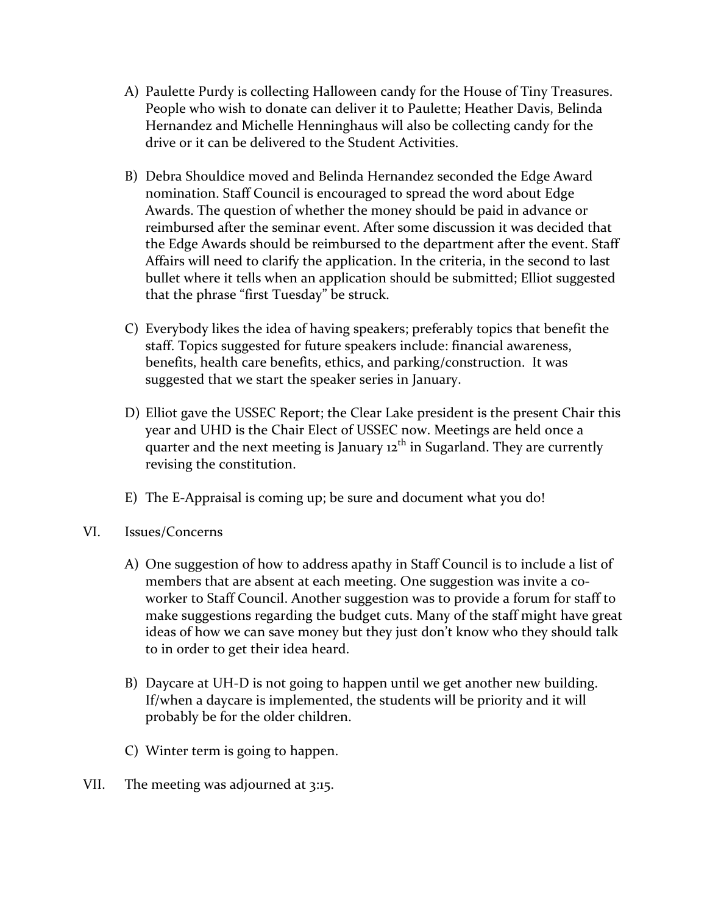A) Paulette Purdy is collecting Halloween candy for the House of Tiny Treasures. People who wish to donate can deliver it to Paulette; Heather Davis, Belinda Hernandez and Michelle Henninghaus will also be collecting candy for the drive or it can be delivered to the Student Activities.

B) Debra Shouldice moved and Belinda Hernandez seconded the Edge Award nomination. Staff Council is encouraged to spread the word about Edge Awards. The question of whether the money should be paid in advance or reimbursed after the seminar event. After some discussion it was decided that the Edge Awards should be reimbursed to the department after the event. Staff Affairs will need to clarify the application. In the criteria, in the second to last bullet where it tells when an application should be submitted; Elliot suggested that the phrase "first Tuesday" be struck.

C) Everybody likes the idea of having speakers; preferably topics that benefit the staff. Topics suggested for future speakers include: financial awareness, benefits, health care benefits, ethics, and parking/construction. It was suggested that we start the speaker series in January.

D) Elliot gave the USSEC Report; the Clear Lake president is the present Chair this year and UHD is the Chair Elect of USSEC now. Meetings are held once a quarter and the next meeting is January 12th in Sugarland. They are currently revising the constitution.

E) The E-Appraisal is coming up; be sure and document what you do!

VI. Issues/Concerns

A) One suggestion of how to address apathy in Staff Council is to include a list of members that are absent at each meeting. One suggestion was invite a co-worker to Staff Council. Another suggestion was to provide a forum for staff to make suggestions regarding the budget cuts. Many of the staff might have great ideas of how we can save money but they just don't know who they should talk to in order to get their idea heard.

B) Daycare at UH-D is not going to happen until we get another new building. If/when a daycare is implemented, the students will be priority and it will probably be for the older children.

C) Winter term is going to happen.

VII. The meeting was adjourned at 3:15.